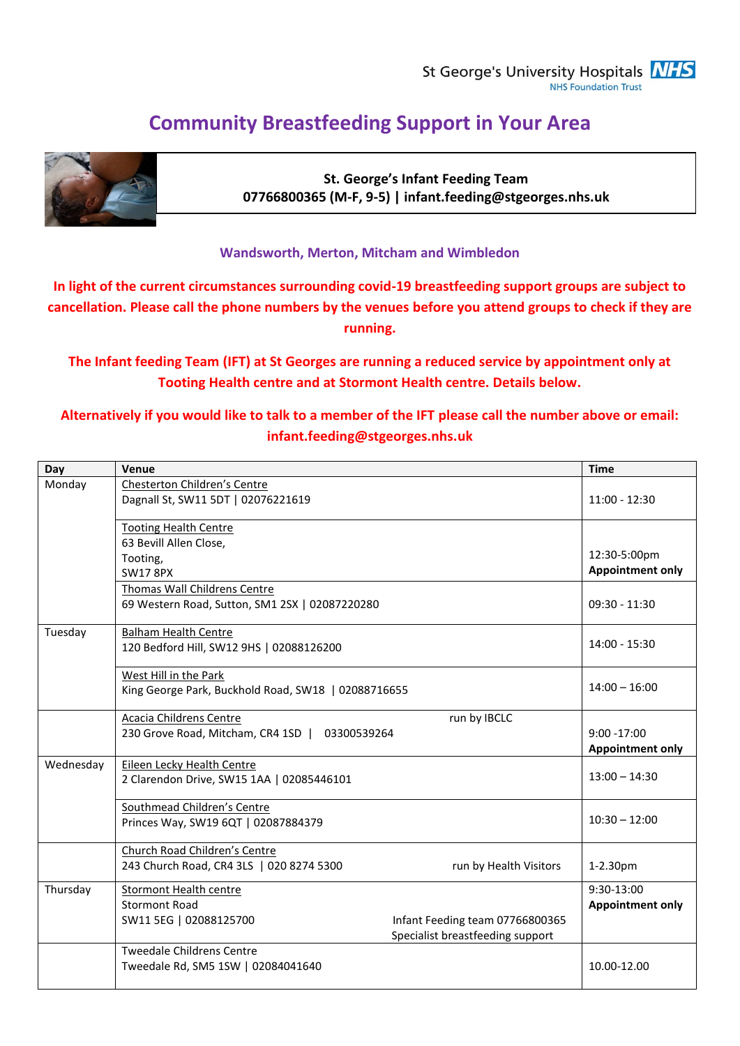St George's University Hospitals NHS Foundation Trust

# Community Breastfeeding Support in Your Area

**St. George's Infant Feeding Team**
**07766800365 (M-F, 9-5) | infant.feeding@stgeorges.nhs.uk**

## Wandsworth, Merton, Mitcham and Wimbledon

**In light of the current circumstances surrounding covid-19 breastfeeding support groups are subject to cancellation. Please call the phone numbers by the venues before you attend groups to check if they are running.**

**The Infant feeding Team (IFT) at St Georges are running a reduced service by appointment only at Tooting Health centre and at Stormont Health centre. Details below.**

**Alternatively if you would like to talk to a member of the IFT please call the number above or email: infant.feeding@stgeorges.nhs.uk**

| Day | Venue | Time |
|---|---|---|
| Monday | Chesterton Children's Centre<br>Dagnall St, SW11 5DT \| 02076221619 | 11:00 - 12:30 |
| | Tooting Health Centre<br>63 Bevill Allen Close,<br>Tooting,<br>SW17 8PX | 12:30-5:00pm<br>**Appointment only** |
| | Thomas Wall Childrens Centre<br>69 Western Road, Sutton, SM1 2SX \| 02087220280 | 09:30 - 11:30 |
| Tuesday | Balham Health Centre<br>120 Bedford Hill, SW12 9HS \| 02088126200 | 14:00 - 15:30 |
| | West Hill in the Park<br>King George Park, Buckhold Road, SW18 \| 02088716655 | 14:00 – 16:00 |
| | Acacia Childrens Centre run by IBCLC<br>230 Grove Road, Mitcham, CR4 1SD \| 03300539264 | 9:00 -17:00<br>**Appointment only** |
| Wednesday | Eileen Lecky Health Centre<br>2 Clarendon Drive, SW15 1AA \| 02085446101 | 13:00 – 14:30 |
| | Southmead Children's Centre<br>Princes Way, SW19 6QT \| 02087884379 | 10:30 – 12:00 |
| | Church Road Children's Centre<br>243 Church Road, CR4 3LS \| 020 8274 5300 run by Health Visitors | 1-2.30pm |
| Thursday | Stormont Health centre<br>Stormont Road<br>SW11 5EG \| 02088125700 Infant Feeding team 07766800365<br>Specialist breastfeeding support | 9:30-13:00<br>**Appointment only** |
| | Tweedale Childrens Centre<br>Tweedale Rd, SM5 1SW \| 02084041640 | 10.00-12.00 |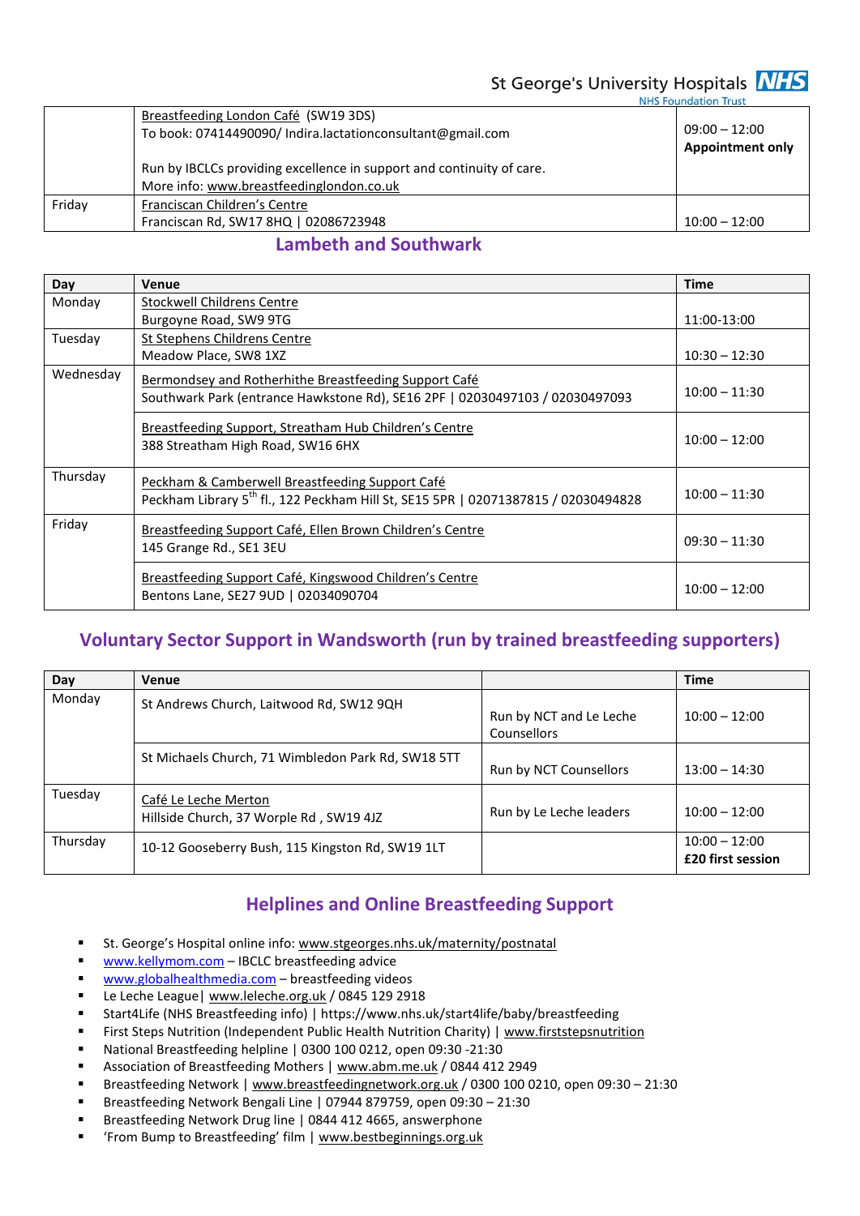| | | |
|---|---|---|
| | Breastfeeding London Café (SW19 3DS)<br>To book: 07414490090/ Indira.lactationconsultant@gmail.com<br><br>Run by IBCLCs providing excellence in support and continuity of care.<br>More info: www.breastfeedinglondon.co.uk | 09:00 – 12:00<br>**Appointment only** |
| Friday | Franciscan Children's Centre<br>Franciscan Rd, SW17 8HQ \| 02086723948 | 10:00 – 12:00 |

## Lambeth and Southwark

| Day | Venue | Time |
|---|---|---|
| Monday | Stockwell Childrens Centre<br>Burgoyne Road, SW9 9TG | 11:00-13:00 |
| Tuesday | St Stephens Childrens Centre<br>Meadow Place, SW8 1XZ | 10:30 – 12:30 |
| Wednesday | Bermondsey and Rotherhithe Breastfeeding Support Café<br>Southwark Park (entrance Hawkstone Rd), SE16 2PF \| 02030497103 / 02030497093 | 10:00 – 11:30 |
| | Breastfeeding Support, Streatham Hub Children's Centre<br>388 Streatham High Road, SW16 6HX | 10:00 – 12:00 |
| Thursday | Peckham & Camberwell Breastfeeding Support Café<br>Peckham Library 5th fl., 122 Peckham Hill St, SE15 5PR \| 02071387815 / 02030494828 | 10:00 – 11:30 |
| Friday | Breastfeeding Support Café, Ellen Brown Children's Centre<br>145 Grange Rd., SE1 3EU | 09:30 – 11:30 |
| | Breastfeeding Support Café, Kingswood Children's Centre<br>Bentons Lane, SE27 9UD \| 02034090704 | 10:00 – 12:00 |

## Voluntary Sector Support in Wandsworth (run by trained breastfeeding supporters)

| Day | Venue | | Time |
|---|---|---|---|
| Monday | St Andrews Church, Laitwood Rd, SW12 9QH | Run by NCT and Le Leche Counsellors | 10:00 – 12:00 |
| | St Michaels Church, 71 Wimbledon Park Rd, SW18 5TT | Run by NCT Counsellors | 13:00 – 14:30 |
| Tuesday | Café Le Leche Merton<br>Hillside Church, 37 Worple Rd , SW19 4JZ | Run by Le Leche leaders | 10:00 – 12:00 |
| Thursday | 10-12 Gooseberry Bush, 115 Kingston Rd, SW19 1LT | | 10:00 – 12:00<br>**£20 first session** |

## Helplines and Online Breastfeeding Support

- St. George's Hospital online info: www.stgeorges.nhs.uk/maternity/postnatal
- www.kellymom.com – IBCLC breastfeeding advice
- www.globalhealthmedia.com – breastfeeding videos
- Le Leche League| www.leleche.org.uk / 0845 129 2918
- Start4Life (NHS Breastfeeding info) | https://www.nhs.uk/start4life/baby/breastfeeding
- First Steps Nutrition (Independent Public Health Nutrition Charity) | www.firststepsnutrition
- National Breastfeeding helpline | 0300 100 0212, open 09:30 -21:30
- Association of Breastfeeding Mothers | www.abm.me.uk / 0844 412 2949
- Breastfeeding Network | www.breastfeedingnetwork.org.uk / 0300 100 0210, open 09:30 – 21:30
- Breastfeeding Network Bengali Line | 07944 879759, open 09:30 – 21:30
- Breastfeeding Network Drug line | 0844 412 4665, answerphone
- 'From Bump to Breastfeeding' film | www.bestbeginnings.org.uk